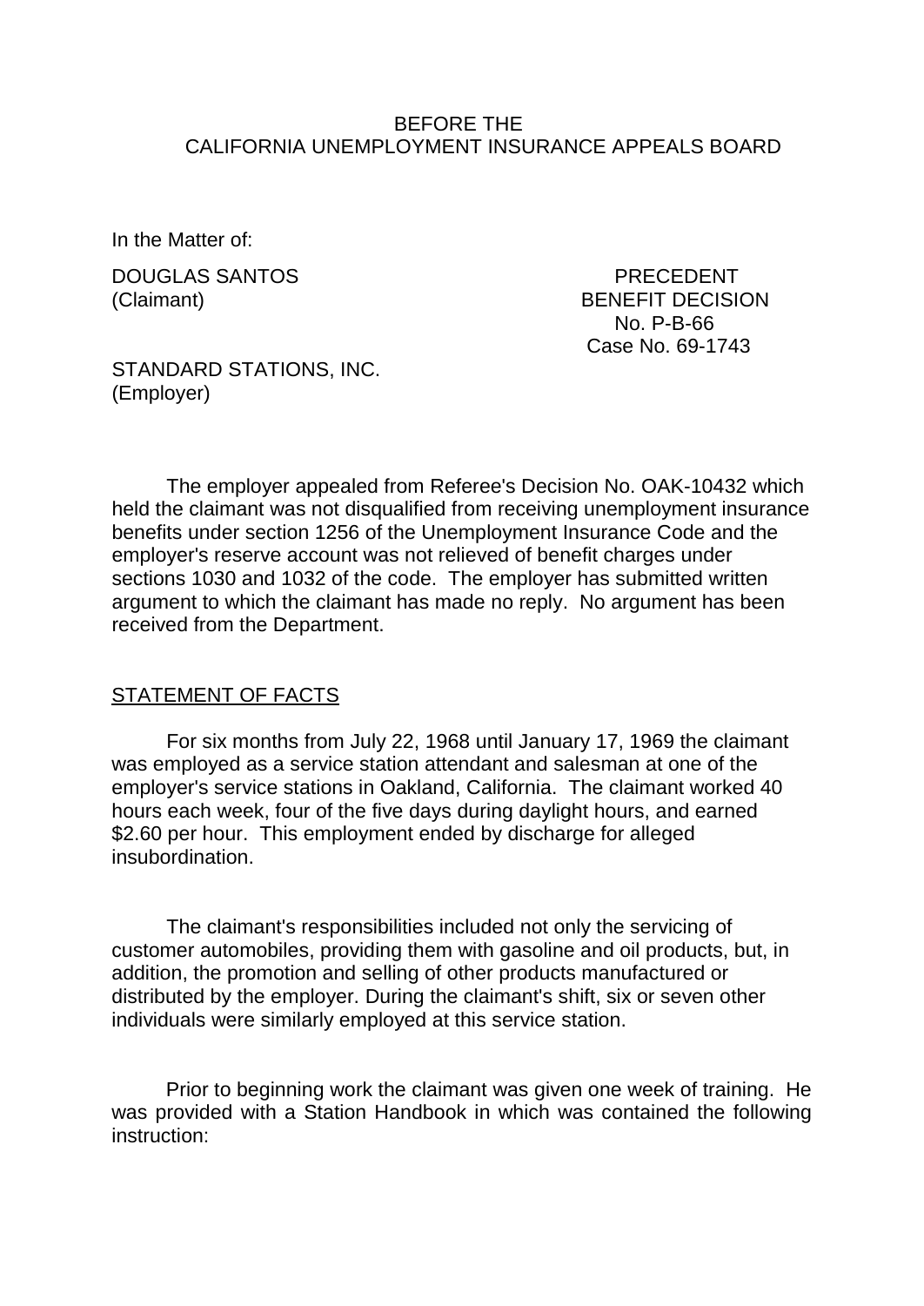BEFORE THE
CALIFORNIA UNEMPLOYMENT INSURANCE APPEALS BOARD

In the Matter of:

DOUGLAS SANTOS
(Claimant)

PRECEDENT
BENEFIT DECISION
No. P-B-66
Case No. 69-1743

STANDARD STATIONS, INC.
(Employer)

The employer appealed from Referee's Decision No. OAK-10432 which held the claimant was not disqualified from receiving unemployment insurance benefits under section 1256 of the Unemployment Insurance Code and the employer's reserve account was not relieved of benefit charges under sections 1030 and 1032 of the code. The employer has submitted written argument to which the claimant has made no reply. No argument has been received from the Department.

## STATEMENT OF FACTS

For six months from July 22, 1968 until January 17, 1969 the claimant was employed as a service station attendant and salesman at one of the employer's service stations in Oakland, California. The claimant worked 40 hours each week, four of the five days during daylight hours, and earned $2.60 per hour. This employment ended by discharge for alleged insubordination.

The claimant's responsibilities included not only the servicing of customer automobiles, providing them with gasoline and oil products, but, in addition, the promotion and selling of other products manufactured or distributed by the employer. During the claimant's shift, six or seven other individuals were similarly employed at this service station.

Prior to beginning work the claimant was given one week of training. He was provided with a Station Handbook in which was contained the following instruction: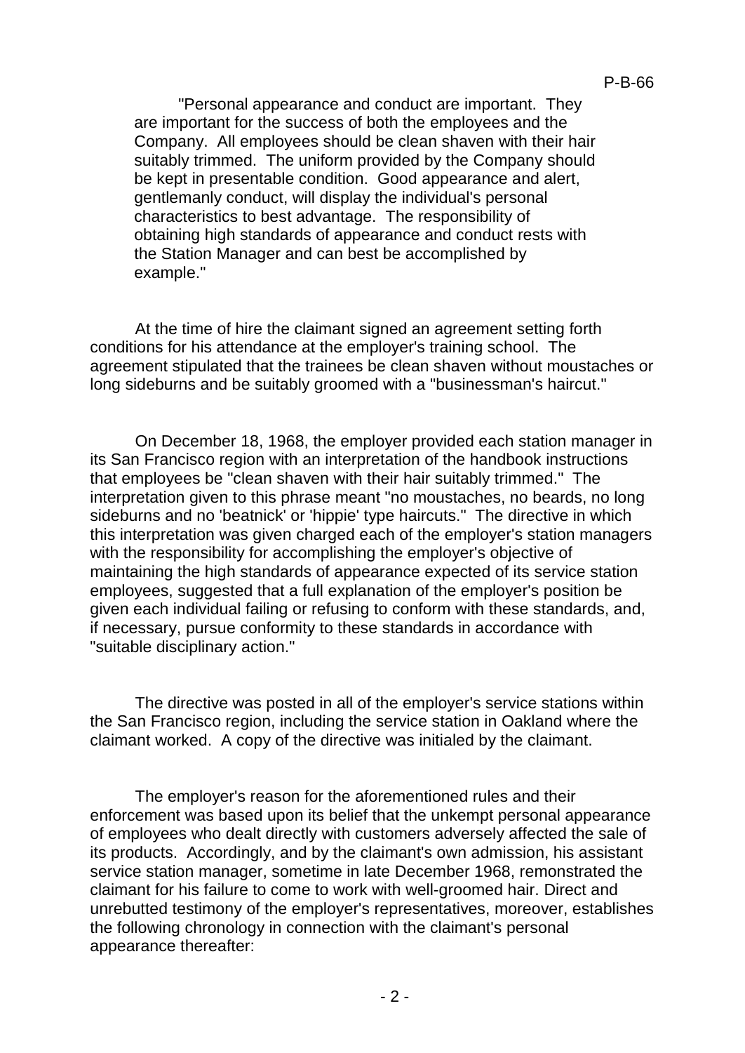> "Personal appearance and conduct are important. They are important for the success of both the employees and the Company. All employees should be clean shaven with their hair suitably trimmed. The uniform provided by the Company should be kept in presentable condition. Good appearance and alert, gentlemanly conduct, will display the individual's personal characteristics to best advantage. The responsibility of obtaining high standards of appearance and conduct rests with the Station Manager and can best be accomplished by example."

At the time of hire the claimant signed an agreement setting forth conditions for his attendance at the employer's training school. The agreement stipulated that the trainees be clean shaven without moustaches or long sideburns and be suitably groomed with a "businessman's haircut."

On December 18, 1968, the employer provided each station manager in its San Francisco region with an interpretation of the handbook instructions that employees be "clean shaven with their hair suitably trimmed." The interpretation given to this phrase meant "no moustaches, no beards, no long sideburns and no 'beatnick' or 'hippie' type haircuts." The directive in which this interpretation was given charged each of the employer's station managers with the responsibility for accomplishing the employer's objective of maintaining the high standards of appearance expected of its service station employees, suggested that a full explanation of the employer's position be given each individual failing or refusing to conform with these standards, and, if necessary, pursue conformity to these standards in accordance with "suitable disciplinary action."

The directive was posted in all of the employer's service stations within the San Francisco region, including the service station in Oakland where the claimant worked. A copy of the directive was initialed by the claimant.

The employer's reason for the aforementioned rules and their enforcement was based upon its belief that the unkempt personal appearance of employees who dealt directly with customers adversely affected the sale of its products. Accordingly, and by the claimant's own admission, his assistant service station manager, sometime in late December 1968, remonstrated the claimant for his failure to come to work with well-groomed hair. Direct and unrebutted testimony of the employer's representatives, moreover, establishes the following chronology in connection with the claimant's personal appearance thereafter: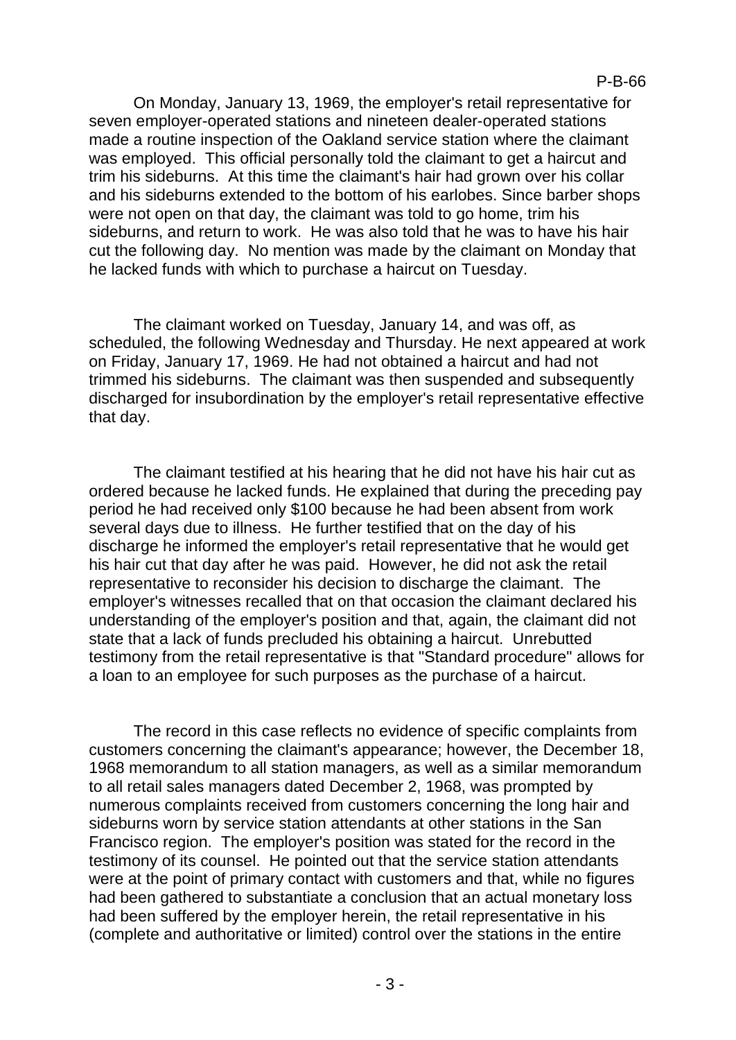On Monday, January 13, 1969, the employer's retail representative for seven employer-operated stations and nineteen dealer-operated stations made a routine inspection of the Oakland service station where the claimant was employed. This official personally told the claimant to get a haircut and trim his sideburns. At this time the claimant's hair had grown over his collar and his sideburns extended to the bottom of his earlobes. Since barber shops were not open on that day, the claimant was told to go home, trim his sideburns, and return to work. He was also told that he was to have his hair cut the following day. No mention was made by the claimant on Monday that he lacked funds with which to purchase a haircut on Tuesday.

The claimant worked on Tuesday, January 14, and was off, as scheduled, the following Wednesday and Thursday. He next appeared at work on Friday, January 17, 1969. He had not obtained a haircut and had not trimmed his sideburns. The claimant was then suspended and subsequently discharged for insubordination by the employer's retail representative effective that day.

The claimant testified at his hearing that he did not have his hair cut as ordered because he lacked funds. He explained that during the preceding pay period he had received only $100 because he had been absent from work several days due to illness. He further testified that on the day of his discharge he informed the employer's retail representative that he would get his hair cut that day after he was paid. However, he did not ask the retail representative to reconsider his decision to discharge the claimant. The employer's witnesses recalled that on that occasion the claimant declared his understanding of the employer's position and that, again, the claimant did not state that a lack of funds precluded his obtaining a haircut. Unrebutted testimony from the retail representative is that "Standard procedure" allows for a loan to an employee for such purposes as the purchase of a haircut.

The record in this case reflects no evidence of specific complaints from customers concerning the claimant's appearance; however, the December 18, 1968 memorandum to all station managers, as well as a similar memorandum to all retail sales managers dated December 2, 1968, was prompted by numerous complaints received from customers concerning the long hair and sideburns worn by service station attendants at other stations in the San Francisco region. The employer's position was stated for the record in the testimony of its counsel. He pointed out that the service station attendants were at the point of primary contact with customers and that, while no figures had been gathered to substantiate a conclusion that an actual monetary loss had been suffered by the employer herein, the retail representative in his (complete and authoritative or limited) control over the stations in the entire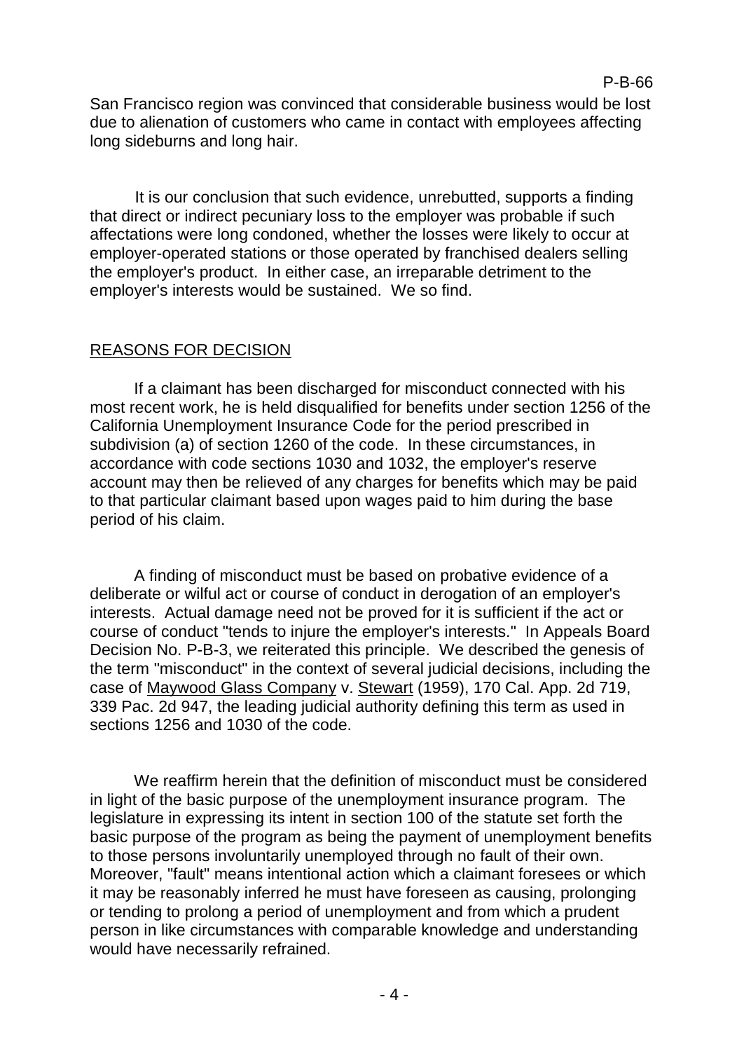San Francisco region was convinced that considerable business would be lost due to alienation of customers who came in contact with employees affecting long sideburns and long hair.

It is our conclusion that such evidence, unrebutted, supports a finding that direct or indirect pecuniary loss to the employer was probable if such affectations were long condoned, whether the losses were likely to occur at employer-operated stations or those operated by franchised dealers selling the employer's product. In either case, an irreparable detriment to the employer's interests would be sustained. We so find.

## REASONS FOR DECISION

If a claimant has been discharged for misconduct connected with his most recent work, he is held disqualified for benefits under section 1256 of the California Unemployment Insurance Code for the period prescribed in subdivision (a) of section 1260 of the code. In these circumstances, in accordance with code sections 1030 and 1032, the employer's reserve account may then be relieved of any charges for benefits which may be paid to that particular claimant based upon wages paid to him during the base period of his claim.

A finding of misconduct must be based on probative evidence of a deliberate or wilful act or course of conduct in derogation of an employer's interests. Actual damage need not be proved for it is sufficient if the act or course of conduct "tends to injure the employer's interests." In Appeals Board Decision No. P-B-3, we reiterated this principle. We described the genesis of the term "misconduct" in the context of several judicial decisions, including the case of Maywood Glass Company v. Stewart (1959), 170 Cal. App. 2d 719, 339 Pac. 2d 947, the leading judicial authority defining this term as used in sections 1256 and 1030 of the code.

We reaffirm herein that the definition of misconduct must be considered in light of the basic purpose of the unemployment insurance program. The legislature in expressing its intent in section 100 of the statute set forth the basic purpose of the program as being the payment of unemployment benefits to those persons involuntarily unemployed through no fault of their own. Moreover, "fault" means intentional action which a claimant foresees or which it may be reasonably inferred he must have foreseen as causing, prolonging or tending to prolong a period of unemployment and from which a prudent person in like circumstances with comparable knowledge and understanding would have necessarily refrained.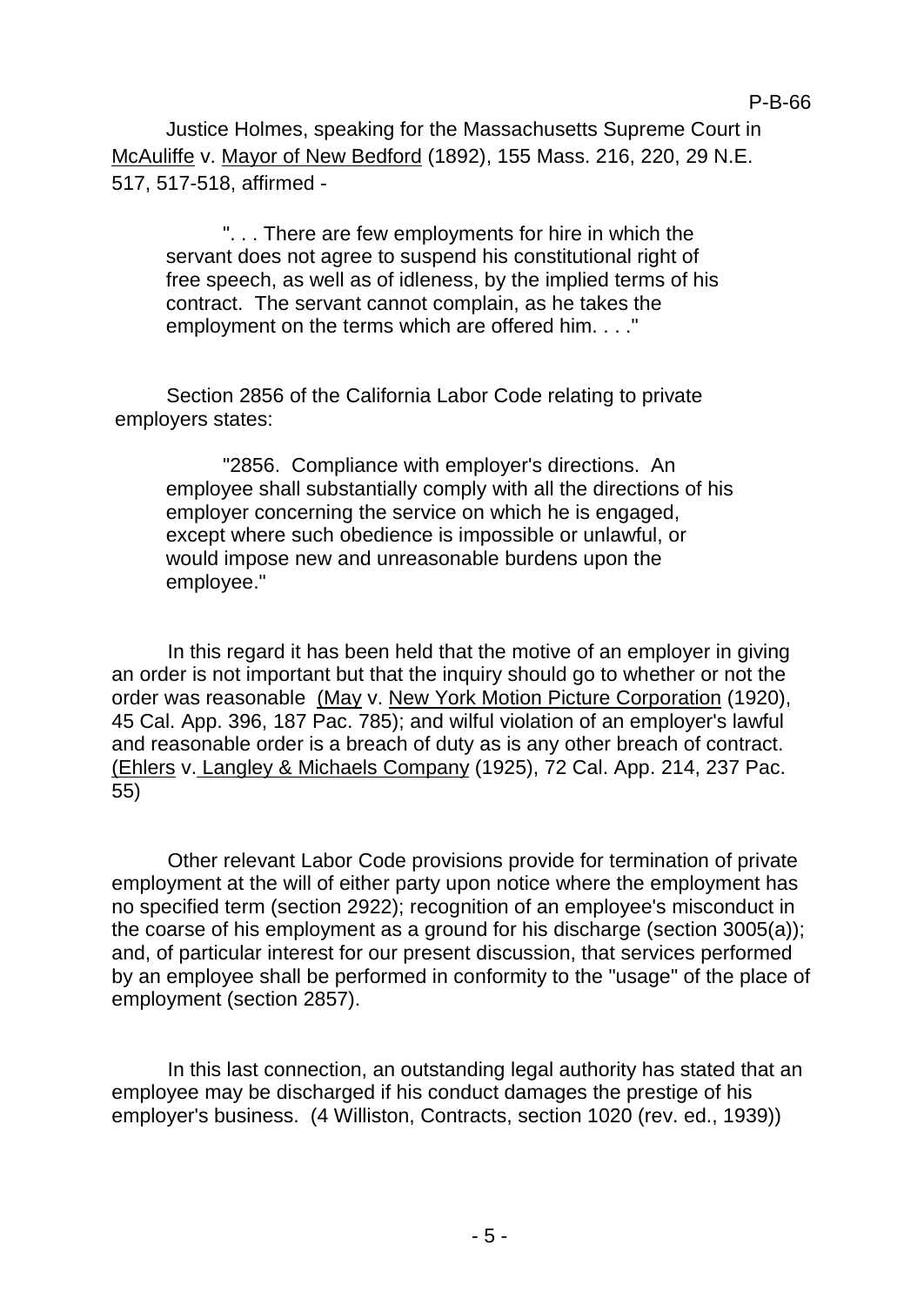Justice Holmes, speaking for the Massachusetts Supreme Court in McAuliffe v. Mayor of New Bedford (1892), 155 Mass. 216, 220, 29 N.E. 517, 517-518, affirmed -

> ". . . There are few employments for hire in which the servant does not agree to suspend his constitutional right of free speech, as well as of idleness, by the implied terms of his contract. The servant cannot complain, as he takes the employment on the terms which are offered him. . . ."

Section 2856 of the California Labor Code relating to private employers states:

> "2856. Compliance with employer's directions. An employee shall substantially comply with all the directions of his employer concerning the service on which he is engaged, except where such obedience is impossible or unlawful, or would impose new and unreasonable burdens upon the employee."

In this regard it has been held that the motive of an employer in giving an order is not important but that the inquiry should go to whether or not the order was reasonable (May v. New York Motion Picture Corporation (1920), 45 Cal. App. 396, 187 Pac. 785); and wilful violation of an employer's lawful and reasonable order is a breach of duty as is any other breach of contract. (Ehlers v. Langley & Michaels Company (1925), 72 Cal. App. 214, 237 Pac. 55)

Other relevant Labor Code provisions provide for termination of private employment at the will of either party upon notice where the employment has no specified term (section 2922); recognition of an employee's misconduct in the coarse of his employment as a ground for his discharge (section 3005(a)); and, of particular interest for our present discussion, that services performed by an employee shall be performed in conformity to the "usage" of the place of employment (section 2857).

In this last connection, an outstanding legal authority has stated that an employee may be discharged if his conduct damages the prestige of his employer's business. (4 Williston, Contracts, section 1020 (rev. ed., 1939))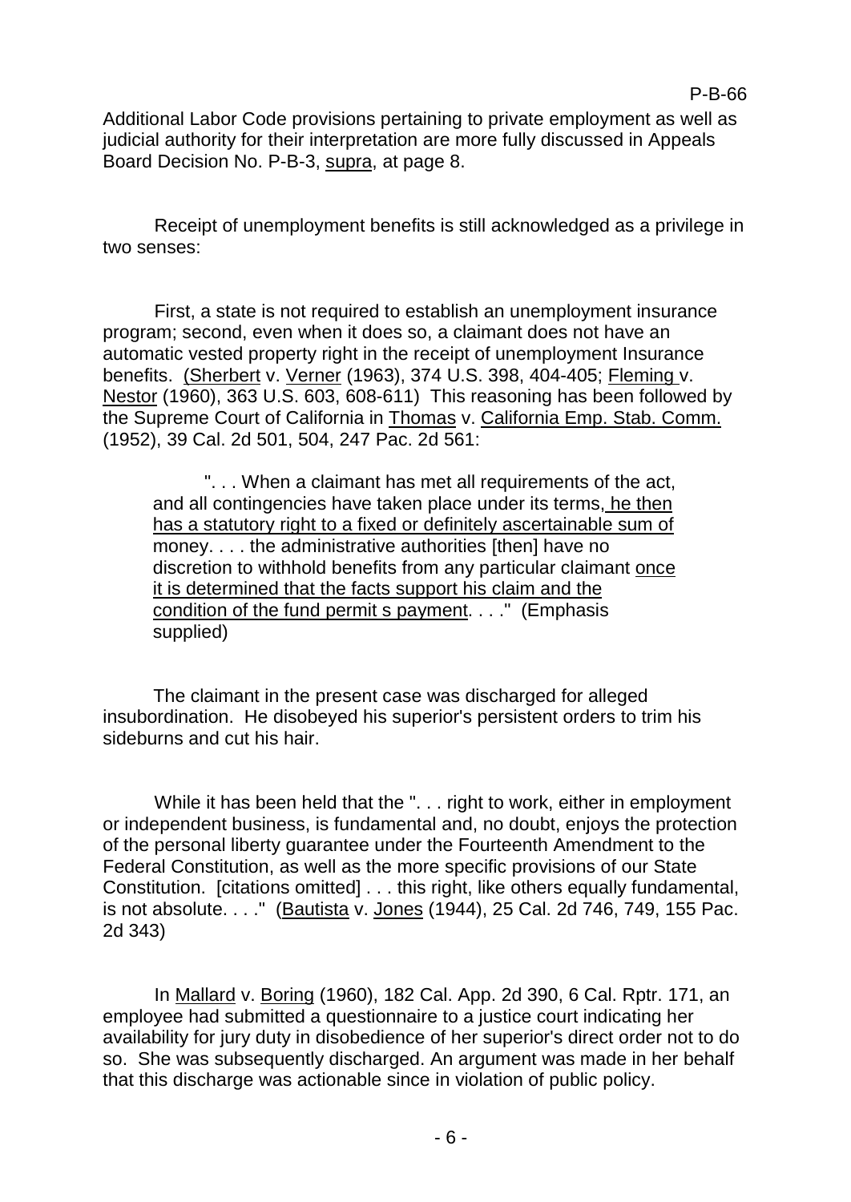Additional Labor Code provisions pertaining to private employment as well as judicial authority for their interpretation are more fully discussed in Appeals Board Decision No. P-B-3, supra, at page 8.

Receipt of unemployment benefits is still acknowledged as a privilege in two senses:

First, a state is not required to establish an unemployment insurance program; second, even when it does so, a claimant does not have an automatic vested property right in the receipt of unemployment Insurance benefits. (Sherbert v. Verner (1963), 374 U.S. 398, 404-405; Fleming v. Nestor (1960), 363 U.S. 603, 608-611) This reasoning has been followed by the Supreme Court of California in Thomas v. California Emp. Stab. Comm. (1952), 39 Cal. 2d 501, 504, 247 Pac. 2d 561:

> ". . . When a claimant has met all requirements of the act, and all contingencies have taken place under its terms, he then has a statutory right to a fixed or definitely ascertainable sum of money. . . . the administrative authorities [then] have no discretion to withhold benefits from any particular claimant once it is determined that the facts support his claim and the condition of the fund permit s payment. . . ." (Emphasis supplied)

The claimant in the present case was discharged for alleged insubordination. He disobeyed his superior's persistent orders to trim his sideburns and cut his hair.

While it has been held that the ". . . right to work, either in employment or independent business, is fundamental and, no doubt, enjoys the protection of the personal liberty guarantee under the Fourteenth Amendment to the Federal Constitution, as well as the more specific provisions of our State Constitution. [citations omitted] . . . this right, like others equally fundamental, is not absolute. . . ." (Bautista v. Jones (1944), 25 Cal. 2d 746, 749, 155 Pac. 2d 343)

In Mallard v. Boring (1960), 182 Cal. App. 2d 390, 6 Cal. Rptr. 171, an employee had submitted a questionnaire to a justice court indicating her availability for jury duty in disobedience of her superior's direct order not to do so. She was subsequently discharged. An argument was made in her behalf that this discharge was actionable since in violation of public policy.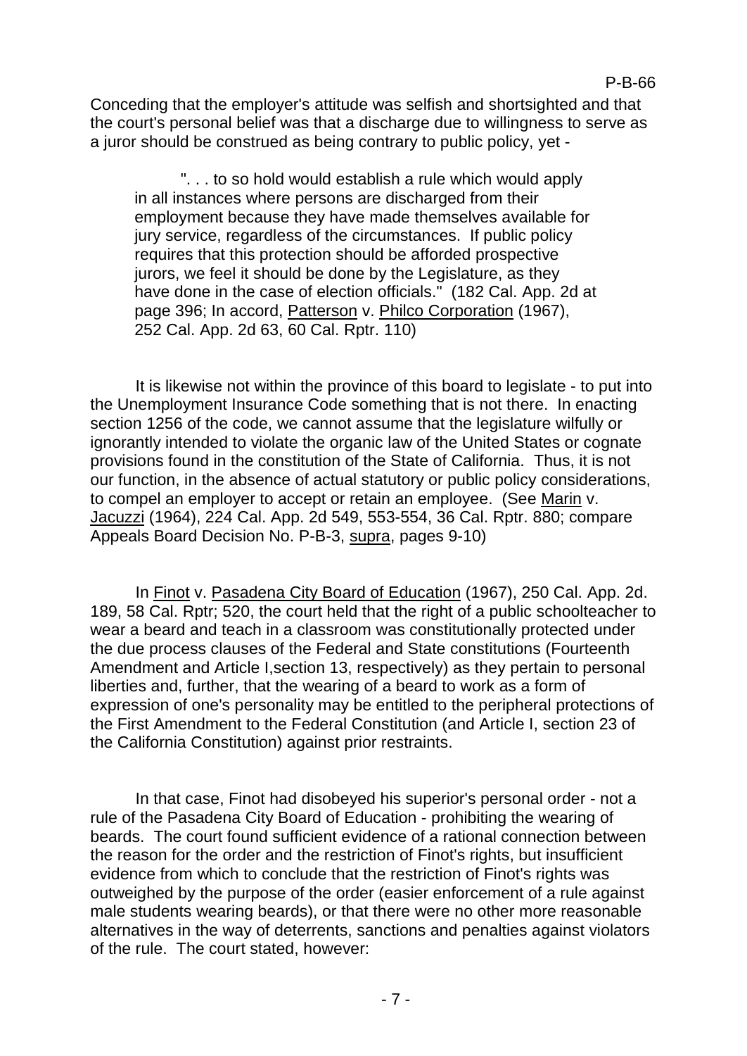Conceding that the employer's attitude was selfish and shortsighted and that the court's personal belief was that a discharge due to willingness to serve as a juror should be construed as being contrary to public policy, yet -

> ". . . to so hold would establish a rule which would apply in all instances where persons are discharged from their employment because they have made themselves available for jury service, regardless of the circumstances. If public policy requires that this protection should be afforded prospective jurors, we feel it should be done by the Legislature, as they have done in the case of election officials." (182 Cal. App. 2d at page 396; In accord, Patterson v. Philco Corporation (1967), 252 Cal. App. 2d 63, 60 Cal. Rptr. 110)

It is likewise not within the province of this board to legislate - to put into the Unemployment Insurance Code something that is not there. In enacting section 1256 of the code, we cannot assume that the legislature wilfully or ignorantly intended to violate the organic law of the United States or cognate provisions found in the constitution of the State of California. Thus, it is not our function, in the absence of actual statutory or public policy considerations, to compel an employer to accept or retain an employee. (See Marin v. Jacuzzi (1964), 224 Cal. App. 2d 549, 553-554, 36 Cal. Rptr. 880; compare Appeals Board Decision No. P-B-3, supra, pages 9-10)

In Finot v. Pasadena City Board of Education (1967), 250 Cal. App. 2d. 189, 58 Cal. Rptr; 520, the court held that the right of a public schoolteacher to wear a beard and teach in a classroom was constitutionally protected under the due process clauses of the Federal and State constitutions (Fourteenth Amendment and Article I,section 13, respectively) as they pertain to personal liberties and, further, that the wearing of a beard to work as a form of expression of one's personality may be entitled to the peripheral protections of the First Amendment to the Federal Constitution (and Article I, section 23 of the California Constitution) against prior restraints.

In that case, Finot had disobeyed his superior's personal order - not a rule of the Pasadena City Board of Education - prohibiting the wearing of beards. The court found sufficient evidence of a rational connection between the reason for the order and the restriction of Finot's rights, but insufficient evidence from which to conclude that the restriction of Finot's rights was outweighed by the purpose of the order (easier enforcement of a rule against male students wearing beards), or that there were no other more reasonable alternatives in the way of deterrents, sanctions and penalties against violators of the rule. The court stated, however: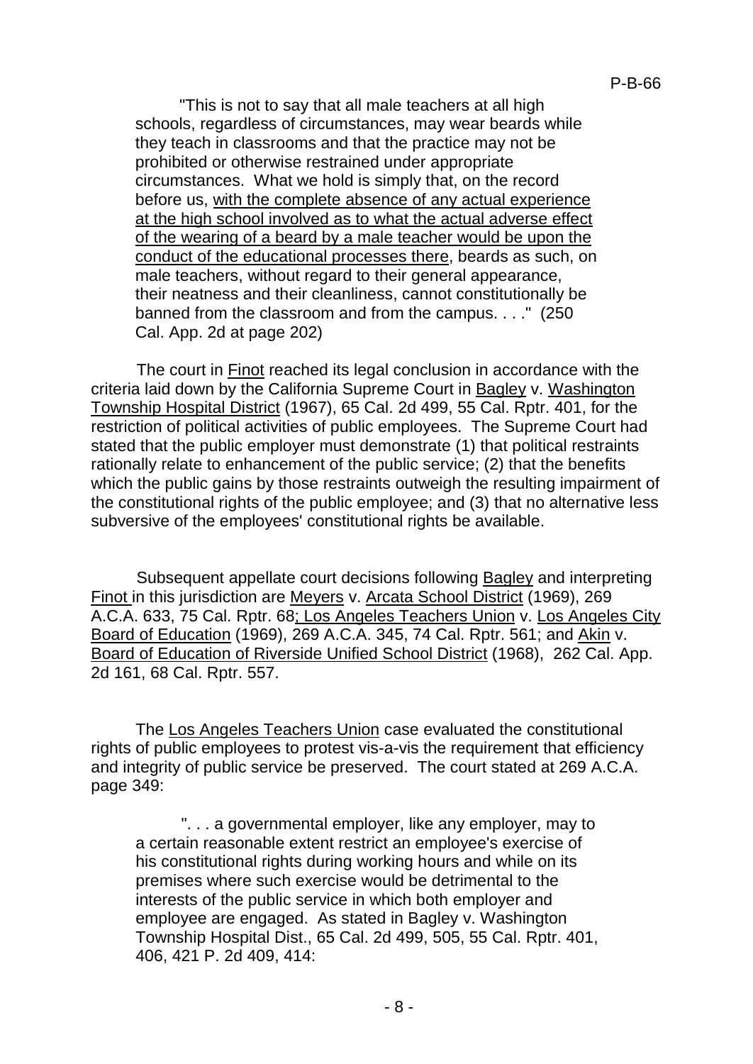> "This is not to say that all male teachers at all high schools, regardless of circumstances, may wear beards while they teach in classrooms and that the practice may not be prohibited or otherwise restrained under appropriate circumstances. What we hold is simply that, on the record before us, with the complete absence of any actual experience at the high school involved as to what the actual adverse effect of the wearing of a beard by a male teacher would be upon the conduct of the educational processes there, beards as such, on male teachers, without regard to their general appearance, their neatness and their cleanliness, cannot constitutionally be banned from the classroom and from the campus. . . ." (250 Cal. App. 2d at page 202)

The court in Finot reached its legal conclusion in accordance with the criteria laid down by the California Supreme Court in Bagley v. Washington Township Hospital District (1967), 65 Cal. 2d 499, 55 Cal. Rptr. 401, for the restriction of political activities of public employees. The Supreme Court had stated that the public employer must demonstrate (1) that political restraints rationally relate to enhancement of the public service; (2) that the benefits which the public gains by those restraints outweigh the resulting impairment of the constitutional rights of the public employee; and (3) that no alternative less subversive of the employees' constitutional rights be available.

Subsequent appellate court decisions following Bagley and interpreting Finot in this jurisdiction are Meyers v. Arcata School District (1969), 269 A.C.A. 633, 75 Cal. Rptr. 68; Los Angeles Teachers Union v. Los Angeles City Board of Education (1969), 269 A.C.A. 345, 74 Cal. Rptr. 561; and Akin v. Board of Education of Riverside Unified School District (1968), 262 Cal. App. 2d 161, 68 Cal. Rptr. 557.

The Los Angeles Teachers Union case evaluated the constitutional rights of public employees to protest vis-a-vis the requirement that efficiency and integrity of public service be preserved. The court stated at 269 A.C.A. page 349:

> ". . . a governmental employer, like any employer, may to a certain reasonable extent restrict an employee's exercise of his constitutional rights during working hours and while on its premises where such exercise would be detrimental to the interests of the public service in which both employer and employee are engaged. As stated in Bagley v. Washington Township Hospital Dist., 65 Cal. 2d 499, 505, 55 Cal. Rptr. 401, 406, 421 P. 2d 409, 414: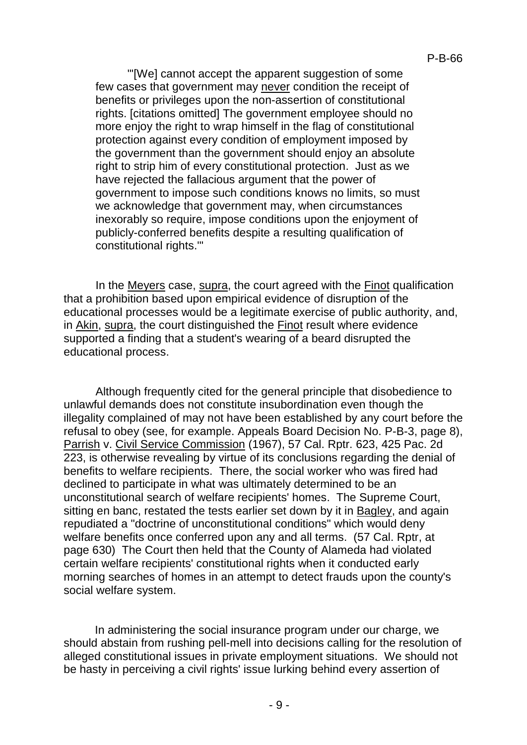"'[We] cannot accept the apparent suggestion of some few cases that government may never condition the receipt of benefits or privileges upon the non-assertion of constitutional rights. [citations omitted] The government employee should no more enjoy the right to wrap himself in the flag of constitutional protection against every condition of employment imposed by the government than the government should enjoy an absolute right to strip him of every constitutional protection. Just as we have rejected the fallacious argument that the power of government to impose such conditions knows no limits, so must we acknowledge that government may, when circumstances inexorably so require, impose conditions upon the enjoyment of publicly-conferred benefits despite a resulting qualification of constitutional rights.'"

In the Meyers case, supra, the court agreed with the Finot qualification that a prohibition based upon empirical evidence of disruption of the educational processes would be a legitimate exercise of public authority, and, in Akin, supra, the court distinguished the Finot result where evidence supported a finding that a student's wearing of a beard disrupted the educational process.

Although frequently cited for the general principle that disobedience to unlawful demands does not constitute insubordination even though the illegality complained of may not have been established by any court before the refusal to obey (see, for example. Appeals Board Decision No. P-B-3, page 8), Parrish v. Civil Service Commission (1967), 57 Cal. Rptr. 623, 425 Pac. 2d 223, is otherwise revealing by virtue of its conclusions regarding the denial of benefits to welfare recipients. There, the social worker who was fired had declined to participate in what was ultimately determined to be an unconstitutional search of welfare recipients' homes. The Supreme Court, sitting en banc, restated the tests earlier set down by it in Bagley, and again repudiated a "doctrine of unconstitutional conditions" which would deny welfare benefits once conferred upon any and all terms. (57 Cal. Rptr, at page 630) The Court then held that the County of Alameda had violated certain welfare recipients' constitutional rights when it conducted early morning searches of homes in an attempt to detect frauds upon the county's social welfare system.

In administering the social insurance program under our charge, we should abstain from rushing pell-mell into decisions calling for the resolution of alleged constitutional issues in private employment situations. We should not be hasty in perceiving a civil rights' issue lurking behind every assertion of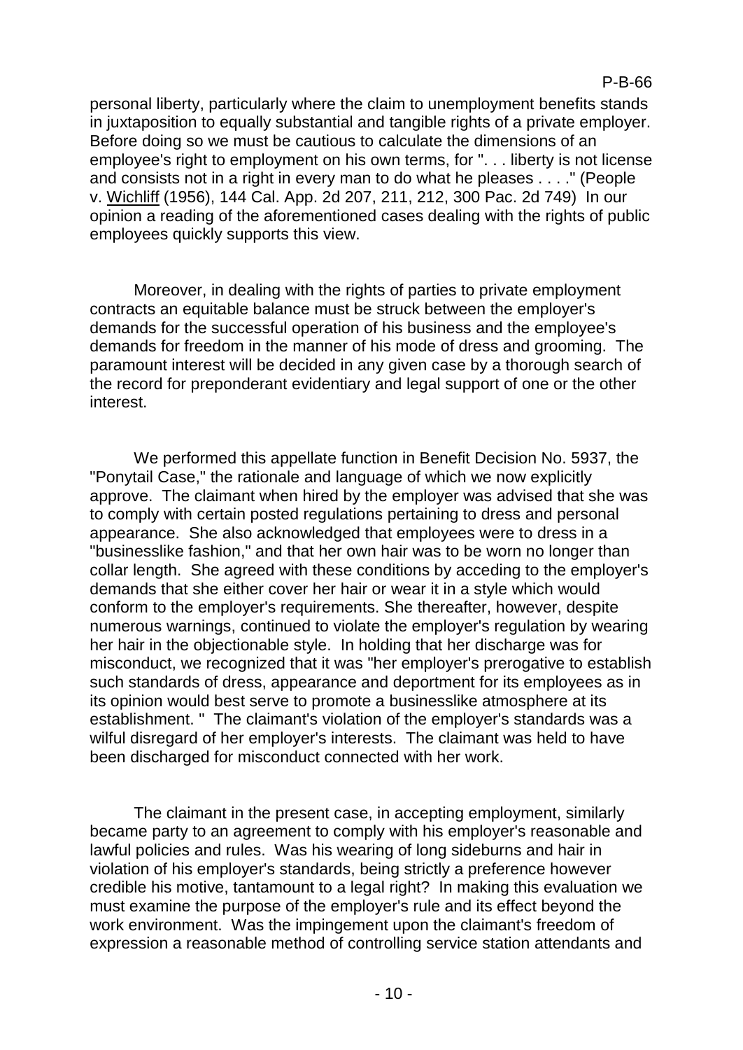personal liberty, particularly where the claim to unemployment benefits stands in juxtaposition to equally substantial and tangible rights of a private employer. Before doing so we must be cautious to calculate the dimensions of an employee's right to employment on his own terms, for ". . . liberty is not license and consists not in a right in every man to do what he pleases . . . ." (People v. Wichliff (1956), 144 Cal. App. 2d 207, 211, 212, 300 Pac. 2d 749) In our opinion a reading of the aforementioned cases dealing with the rights of public employees quickly supports this view.

Moreover, in dealing with the rights of parties to private employment contracts an equitable balance must be struck between the employer's demands for the successful operation of his business and the employee's demands for freedom in the manner of his mode of dress and grooming. The paramount interest will be decided in any given case by a thorough search of the record for preponderant evidentiary and legal support of one or the other interest.

We performed this appellate function in Benefit Decision No. 5937, the "Ponytail Case," the rationale and language of which we now explicitly approve. The claimant when hired by the employer was advised that she was to comply with certain posted regulations pertaining to dress and personal appearance. She also acknowledged that employees were to dress in a "businesslike fashion," and that her own hair was to be worn no longer than collar length. She agreed with these conditions by acceding to the employer's demands that she either cover her hair or wear it in a style which would conform to the employer's requirements. She thereafter, however, despite numerous warnings, continued to violate the employer's regulation by wearing her hair in the objectionable style. In holding that her discharge was for misconduct, we recognized that it was "her employer's prerogative to establish such standards of dress, appearance and deportment for its employees as in its opinion would best serve to promote a businesslike atmosphere at its establishment. " The claimant's violation of the employer's standards was a wilful disregard of her employer's interests. The claimant was held to have been discharged for misconduct connected with her work.

The claimant in the present case, in accepting employment, similarly became party to an agreement to comply with his employer's reasonable and lawful policies and rules. Was his wearing of long sideburns and hair in violation of his employer's standards, being strictly a preference however credible his motive, tantamount to a legal right? In making this evaluation we must examine the purpose of the employer's rule and its effect beyond the work environment. Was the impingement upon the claimant's freedom of expression a reasonable method of controlling service station attendants and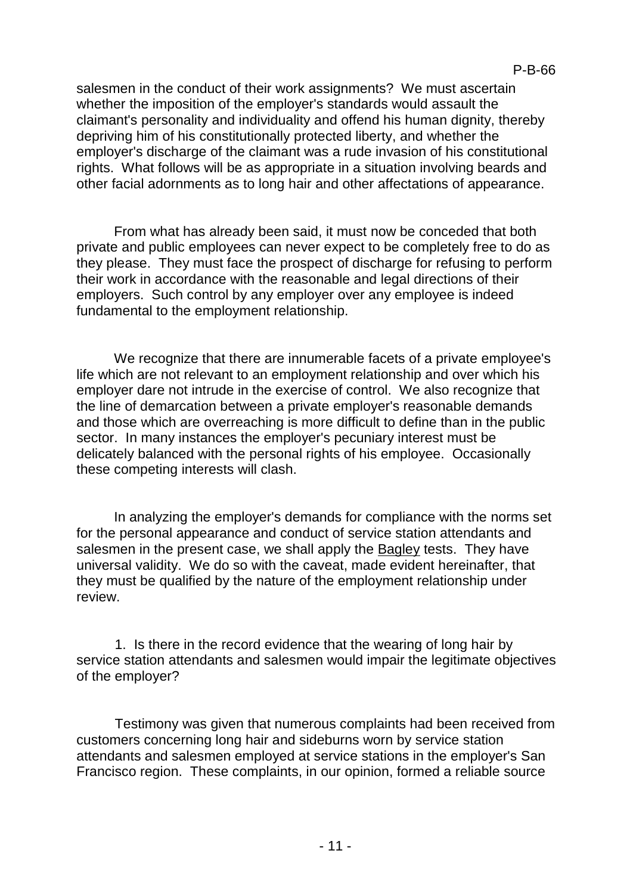salesmen in the conduct of their work assignments? We must ascertain whether the imposition of the employer's standards would assault the claimant's personality and individuality and offend his human dignity, thereby depriving him of his constitutionally protected liberty, and whether the employer's discharge of the claimant was a rude invasion of his constitutional rights. What follows will be as appropriate in a situation involving beards and other facial adornments as to long hair and other affectations of appearance.

From what has already been said, it must now be conceded that both private and public employees can never expect to be completely free to do as they please. They must face the prospect of discharge for refusing to perform their work in accordance with the reasonable and legal directions of their employers. Such control by any employer over any employee is indeed fundamental to the employment relationship.

We recognize that there are innumerable facets of a private employee's life which are not relevant to an employment relationship and over which his employer dare not intrude in the exercise of control. We also recognize that the line of demarcation between a private employer's reasonable demands and those which are overreaching is more difficult to define than in the public sector. In many instances the employer's pecuniary interest must be delicately balanced with the personal rights of his employee. Occasionally these competing interests will clash.

In analyzing the employer's demands for compliance with the norms set for the personal appearance and conduct of service station attendants and salesmen in the present case, we shall apply the Bagley tests. They have universal validity. We do so with the caveat, made evident hereinafter, that they must be qualified by the nature of the employment relationship under review.

1. Is there in the record evidence that the wearing of long hair by service station attendants and salesmen would impair the legitimate objectives of the employer?

Testimony was given that numerous complaints had been received from customers concerning long hair and sideburns worn by service station attendants and salesmen employed at service stations in the employer's San Francisco region. These complaints, in our opinion, formed a reliable source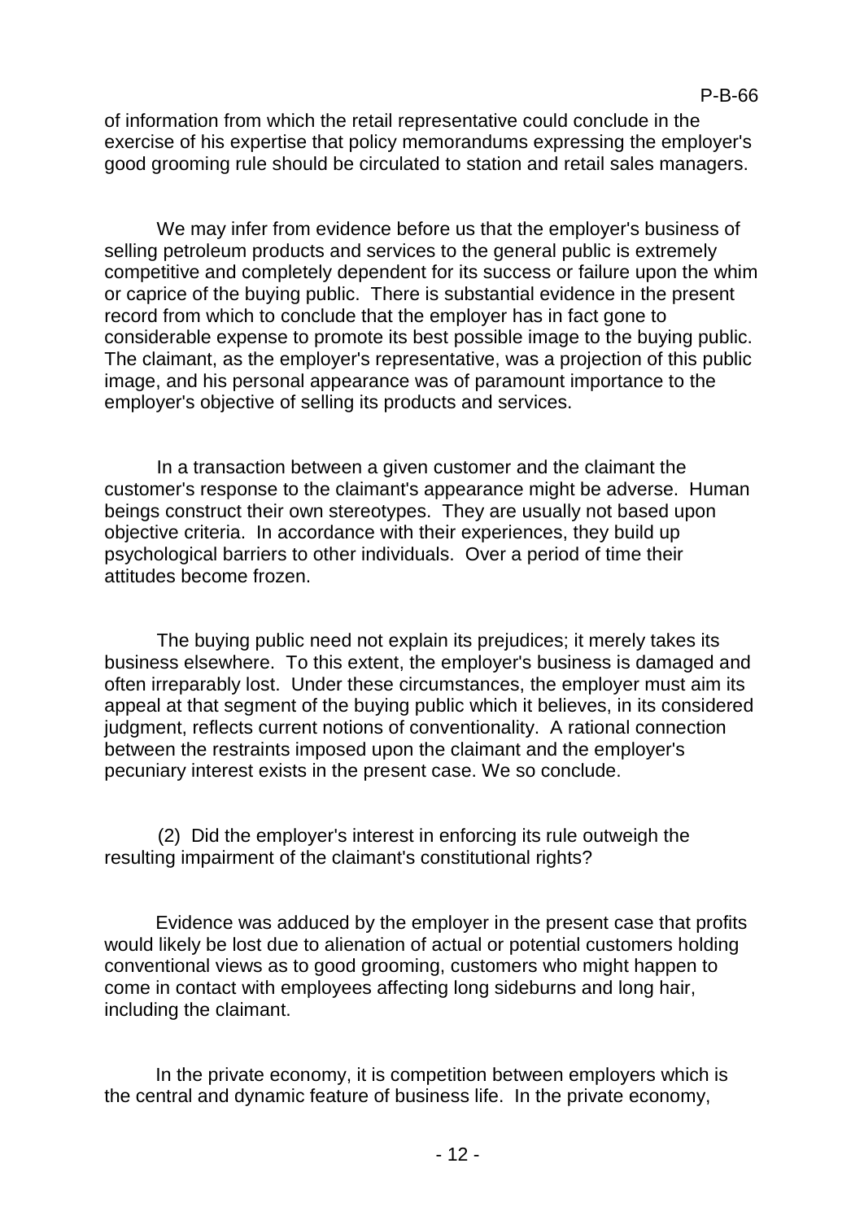of information from which the retail representative could conclude in the exercise of his expertise that policy memorandums expressing the employer's good grooming rule should be circulated to station and retail sales managers.

We may infer from evidence before us that the employer's business of selling petroleum products and services to the general public is extremely competitive and completely dependent for its success or failure upon the whim or caprice of the buying public. There is substantial evidence in the present record from which to conclude that the employer has in fact gone to considerable expense to promote its best possible image to the buying public. The claimant, as the employer's representative, was a projection of this public image, and his personal appearance was of paramount importance to the employer's objective of selling its products and services.

In a transaction between a given customer and the claimant the customer's response to the claimant's appearance might be adverse. Human beings construct their own stereotypes. They are usually not based upon objective criteria. In accordance with their experiences, they build up psychological barriers to other individuals. Over a period of time their attitudes become frozen.

The buying public need not explain its prejudices; it merely takes its business elsewhere. To this extent, the employer's business is damaged and often irreparably lost. Under these circumstances, the employer must aim its appeal at that segment of the buying public which it believes, in its considered judgment, reflects current notions of conventionality. A rational connection between the restraints imposed upon the claimant and the employer's pecuniary interest exists in the present case. We so conclude.

(2) Did the employer's interest in enforcing its rule outweigh the resulting impairment of the claimant's constitutional rights?

Evidence was adduced by the employer in the present case that profits would likely be lost due to alienation of actual or potential customers holding conventional views as to good grooming, customers who might happen to come in contact with employees affecting long sideburns and long hair, including the claimant.

In the private economy, it is competition between employers which is the central and dynamic feature of business life. In the private economy,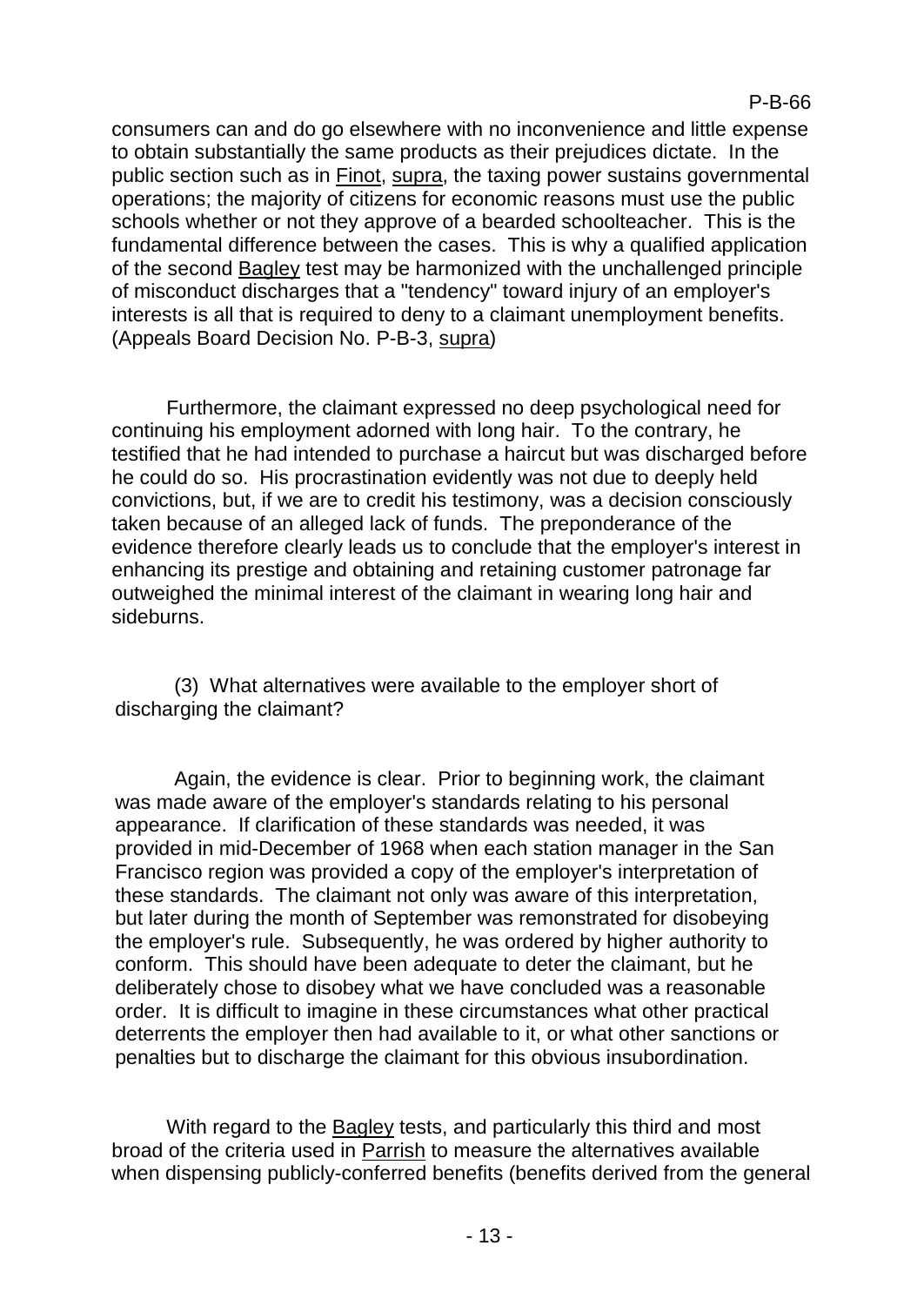consumers can and do go elsewhere with no inconvenience and little expense to obtain substantially the same products as their prejudices dictate. In the public section such as in Finot, supra, the taxing power sustains governmental operations; the majority of citizens for economic reasons must use the public schools whether or not they approve of a bearded schoolteacher. This is the fundamental difference between the cases. This is why a qualified application of the second Bagley test may be harmonized with the unchallenged principle of misconduct discharges that a "tendency" toward injury of an employer's interests is all that is required to deny to a claimant unemployment benefits. (Appeals Board Decision No. P-B-3, supra)

Furthermore, the claimant expressed no deep psychological need for continuing his employment adorned with long hair. To the contrary, he testified that he had intended to purchase a haircut but was discharged before he could do so. His procrastination evidently was not due to deeply held convictions, but, if we are to credit his testimony, was a decision consciously taken because of an alleged lack of funds. The preponderance of the evidence therefore clearly leads us to conclude that the employer's interest in enhancing its prestige and obtaining and retaining customer patronage far outweighed the minimal interest of the claimant in wearing long hair and sideburns.

(3) What alternatives were available to the employer short of discharging the claimant?

Again, the evidence is clear. Prior to beginning work, the claimant was made aware of the employer's standards relating to his personal appearance. If clarification of these standards was needed, it was provided in mid-December of 1968 when each station manager in the San Francisco region was provided a copy of the employer's interpretation of these standards. The claimant not only was aware of this interpretation, but later during the month of September was remonstrated for disobeying the employer's rule. Subsequently, he was ordered by higher authority to conform. This should have been adequate to deter the claimant, but he deliberately chose to disobey what we have concluded was a reasonable order. It is difficult to imagine in these circumstances what other practical deterrents the employer then had available to it, or what other sanctions or penalties but to discharge the claimant for this obvious insubordination.

With regard to the Bagley tests, and particularly this third and most broad of the criteria used in Parrish to measure the alternatives available when dispensing publicly-conferred benefits (benefits derived from the general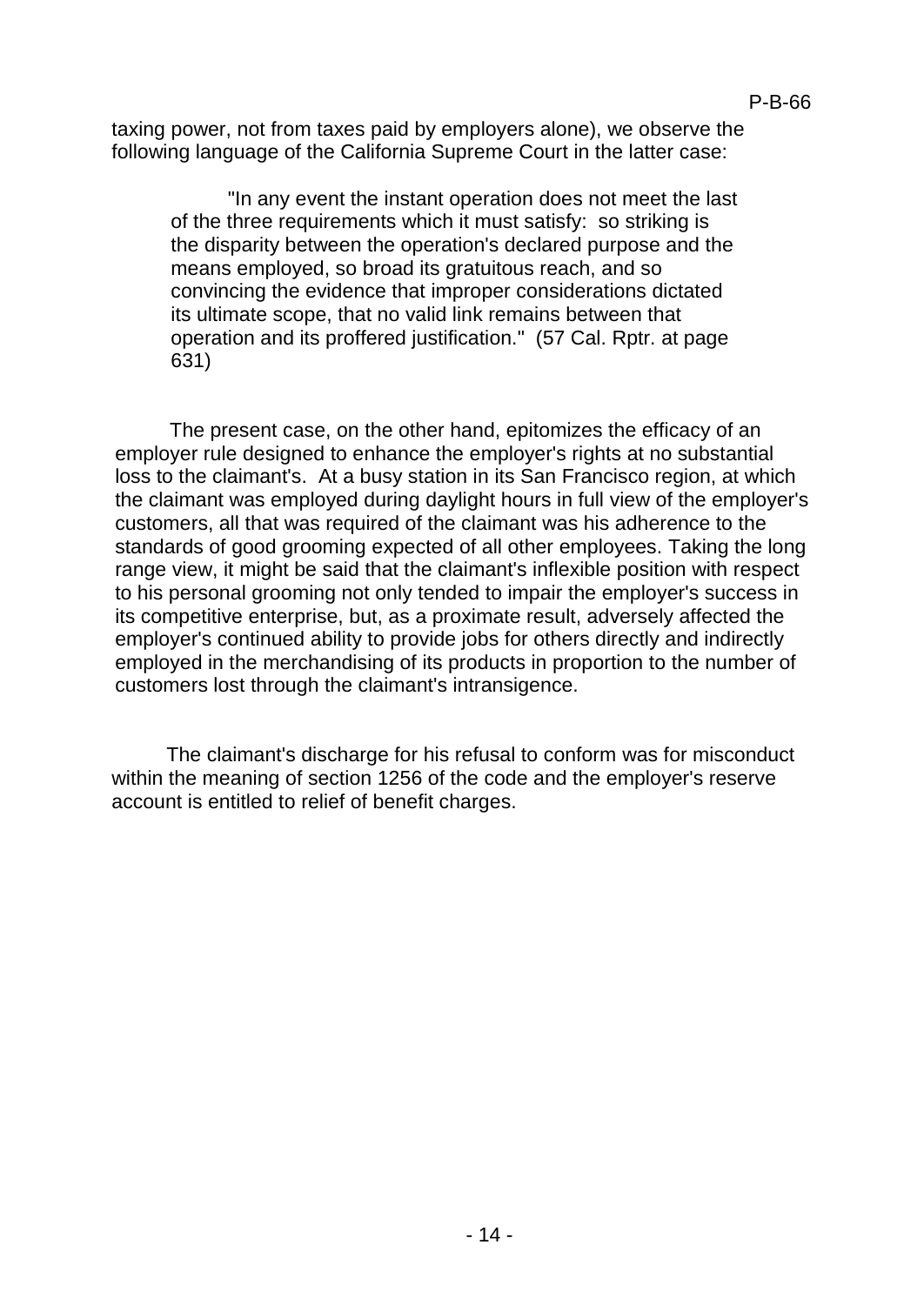taxing power, not from taxes paid by employers alone), we observe the following language of the California Supreme Court in the latter case:

> "In any event the instant operation does not meet the last of the three requirements which it must satisfy: so striking is the disparity between the operation's declared purpose and the means employed, so broad its gratuitous reach, and so convincing the evidence that improper considerations dictated its ultimate scope, that no valid link remains between that operation and its proffered justification." (57 Cal. Rptr. at page 631)

The present case, on the other hand, epitomizes the efficacy of an employer rule designed to enhance the employer's rights at no substantial loss to the claimant's. At a busy station in its San Francisco region, at which the claimant was employed during daylight hours in full view of the employer's customers, all that was required of the claimant was his adherence to the standards of good grooming expected of all other employees. Taking the long range view, it might be said that the claimant's inflexible position with respect to his personal grooming not only tended to impair the employer's success in its competitive enterprise, but, as a proximate result, adversely affected the employer's continued ability to provide jobs for others directly and indirectly employed in the merchandising of its products in proportion to the number of customers lost through the claimant's intransigence.

The claimant's discharge for his refusal to conform was for misconduct within the meaning of section 1256 of the code and the employer's reserve account is entitled to relief of benefit charges.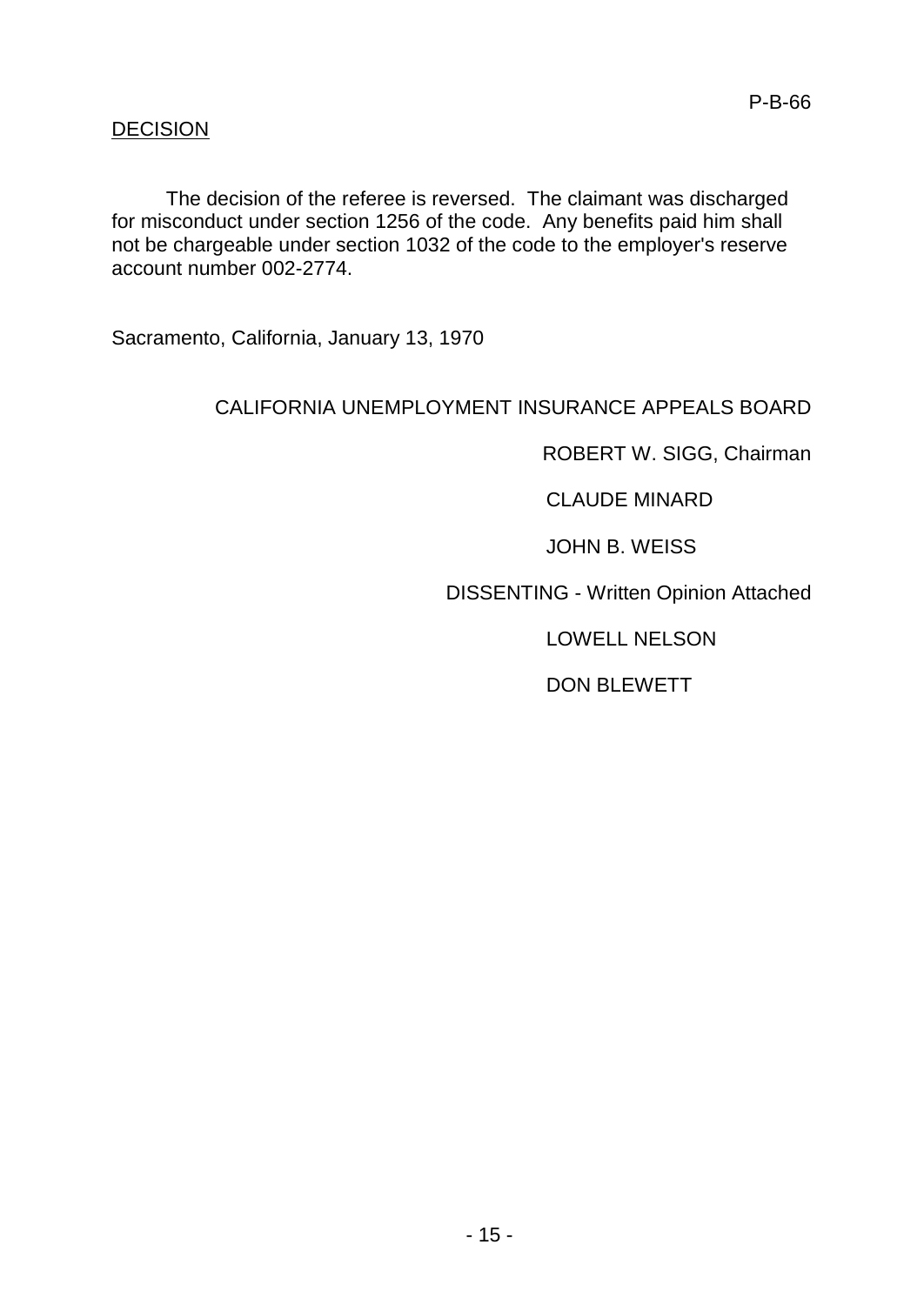P-B-66

## DECISION

The decision of the referee is reversed. The claimant was discharged for misconduct under section 1256 of the code. Any benefits paid him shall not be chargeable under section 1032 of the code to the employer's reserve account number 002-2774.

Sacramento, California, January 13, 1970

CALIFORNIA UNEMPLOYMENT INSURANCE APPEALS BOARD

ROBERT W. SIGG, Chairman

CLAUDE MINARD

JOHN B. WEISS

DISSENTING - Written Opinion Attached

LOWELL NELSON

DON BLEWETT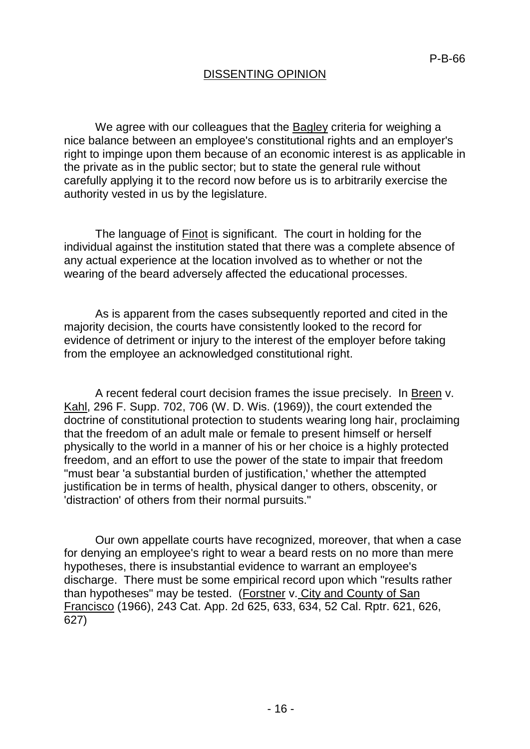P-B-66

## DISSENTING OPINION

We agree with our colleagues that the Bagley criteria for weighing a nice balance between an employee's constitutional rights and an employer's right to impinge upon them because of an economic interest is as applicable in the private as in the public sector; but to state the general rule without carefully applying it to the record now before us is to arbitrarily exercise the authority vested in us by the legislature.

The language of Finot is significant. The court in holding for the individual against the institution stated that there was a complete absence of any actual experience at the location involved as to whether or not the wearing of the beard adversely affected the educational processes.

As is apparent from the cases subsequently reported and cited in the majority decision, the courts have consistently looked to the record for evidence of detriment or injury to the interest of the employer before taking from the employee an acknowledged constitutional right.

A recent federal court decision frames the issue precisely. In Breen v. Kahl, 296 F. Supp. 702, 706 (W. D. Wis. (1969)), the court extended the doctrine of constitutional protection to students wearing long hair, proclaiming that the freedom of an adult male or female to present himself or herself physically to the world in a manner of his or her choice is a highly protected freedom, and an effort to use the power of the state to impair that freedom "must bear 'a substantial burden of justification,' whether the attempted justification be in terms of health, physical danger to others, obscenity, or 'distraction' of others from their normal pursuits."

Our own appellate courts have recognized, moreover, that when a case for denying an employee's right to wear a beard rests on no more than mere hypotheses, there is insubstantial evidence to warrant an employee's discharge. There must be some empirical record upon which "results rather than hypotheses" may be tested. (Forstner v. City and County of San Francisco (1966), 243 Cat. App. 2d 625, 633, 634, 52 Cal. Rptr. 621, 626, 627)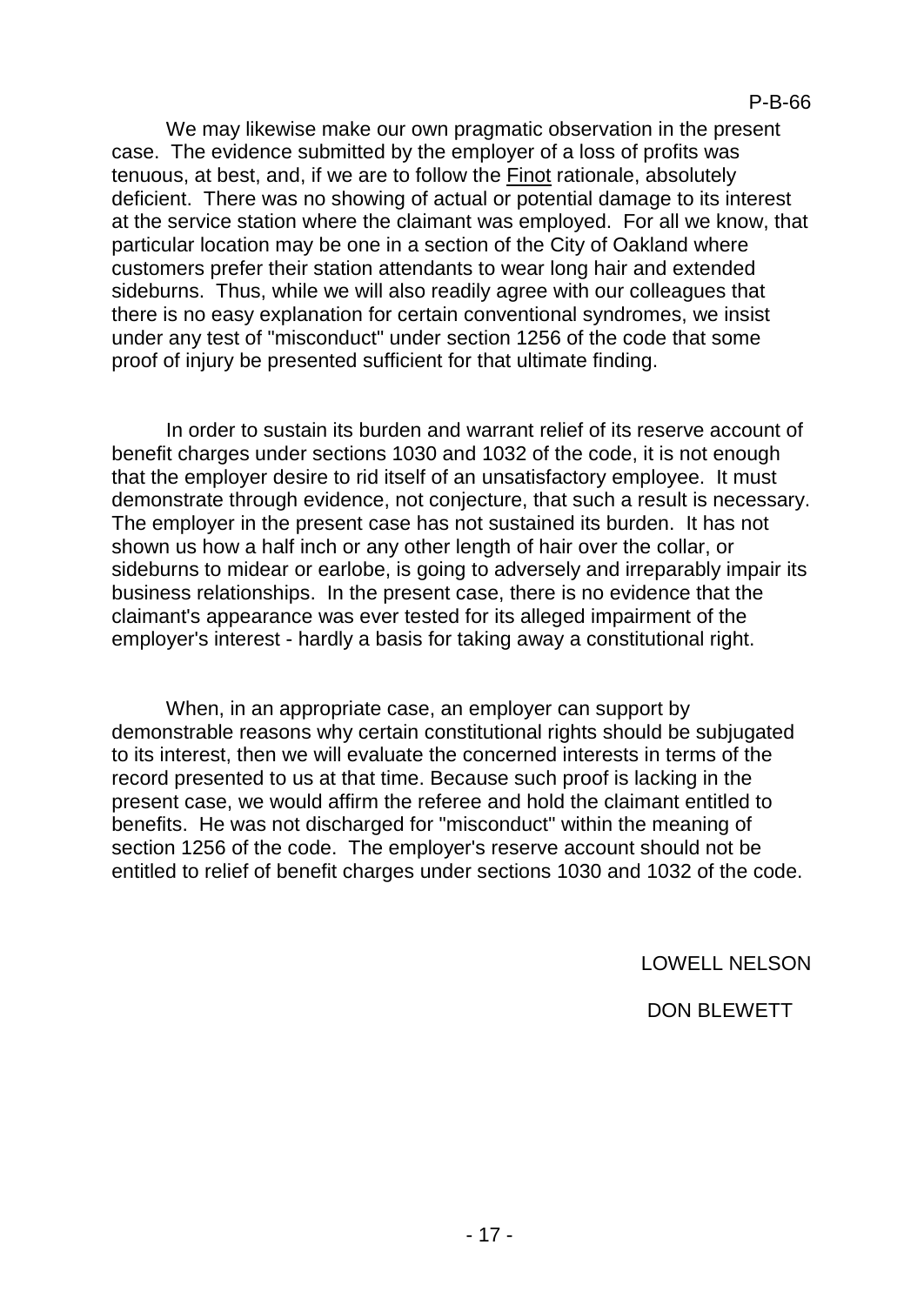We may likewise make our own pragmatic observation in the present case. The evidence submitted by the employer of a loss of profits was tenuous, at best, and, if we are to follow the Finot rationale, absolutely deficient. There was no showing of actual or potential damage to its interest at the service station where the claimant was employed. For all we know, that particular location may be one in a section of the City of Oakland where customers prefer their station attendants to wear long hair and extended sideburns. Thus, while we will also readily agree with our colleagues that there is no easy explanation for certain conventional syndromes, we insist under any test of "misconduct" under section 1256 of the code that some proof of injury be presented sufficient for that ultimate finding.

In order to sustain its burden and warrant relief of its reserve account of benefit charges under sections 1030 and 1032 of the code, it is not enough that the employer desire to rid itself of an unsatisfactory employee. It must demonstrate through evidence, not conjecture, that such a result is necessary. The employer in the present case has not sustained its burden. It has not shown us how a half inch or any other length of hair over the collar, or sideburns to midear or earlobe, is going to adversely and irreparably impair its business relationships. In the present case, there is no evidence that the claimant's appearance was ever tested for its alleged impairment of the employer's interest - hardly a basis for taking away a constitutional right.

When, in an appropriate case, an employer can support by demonstrable reasons why certain constitutional rights should be subjugated to its interest, then we will evaluate the concerned interests in terms of the record presented to us at that time. Because such proof is lacking in the present case, we would affirm the referee and hold the claimant entitled to benefits. He was not discharged for "misconduct" within the meaning of section 1256 of the code. The employer's reserve account should not be entitled to relief of benefit charges under sections 1030 and 1032 of the code.

LOWELL NELSON

DON BLEWETT